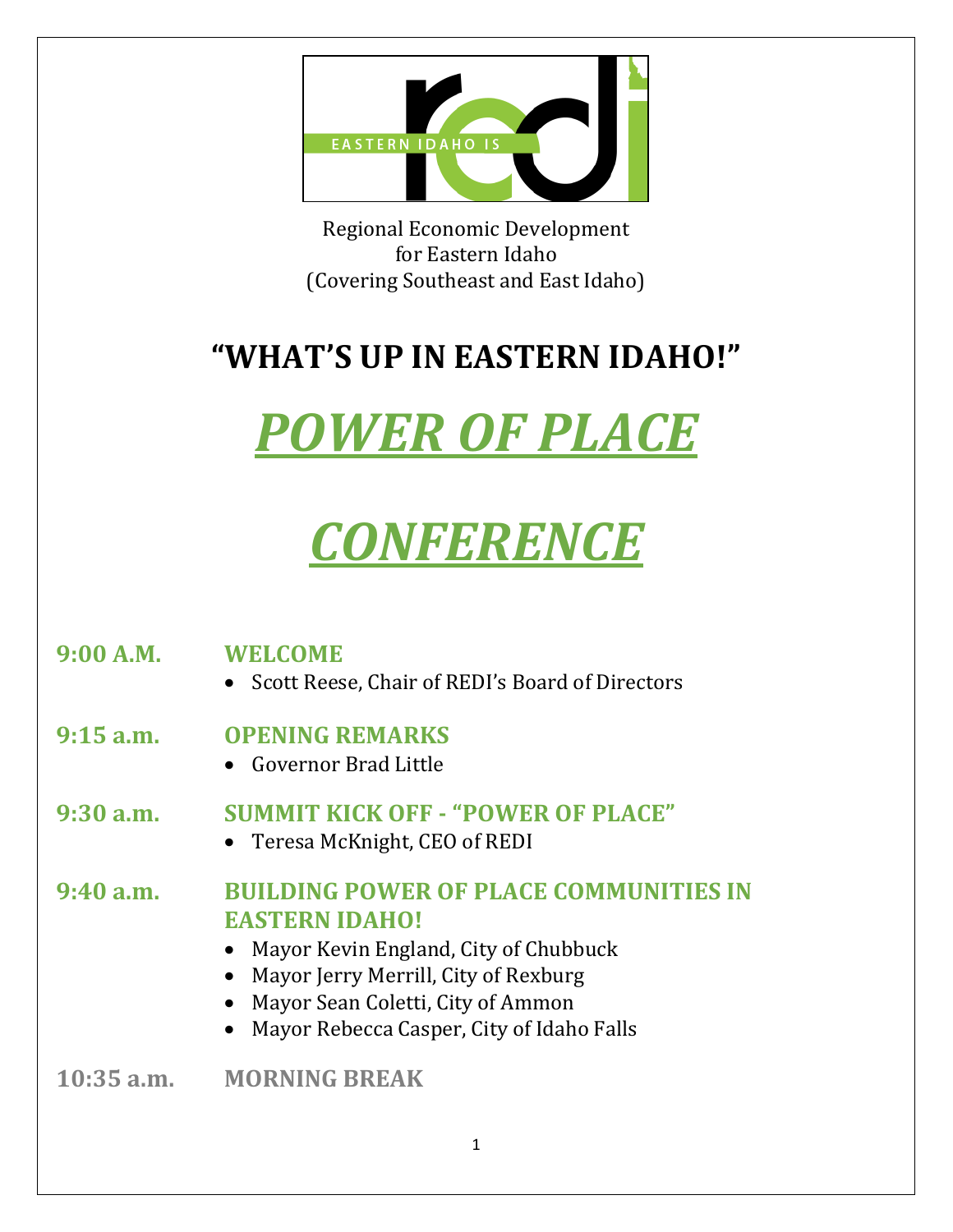Regional Economic Development
for Eastern Idaho
(Covering Southeast and East Idaho)

# "WHAT'S UP IN EASTERN IDAHO!"

# *POWER OF PLACE*

# *CONFERENCE*

**9:00 A.M.** **WELCOME**

- Scott Reese, Chair of REDI's Board of Directors

**9:15 a.m.** **OPENING REMARKS**

- Governor Brad Little

**9:30 a.m.** **SUMMIT KICK OFF - "POWER OF PLACE"**

- Teresa McKnight, CEO of REDI

**9:40 a.m.** **BUILDING POWER OF PLACE COMMUNITIES IN EASTERN IDAHO!**

- Mayor Kevin England, City of Chubbuck
- Mayor Jerry Merrill, City of Rexburg
- Mayor Sean Coletti, City of Ammon
- Mayor Rebecca Casper, City of Idaho Falls

**10:35 a.m.** **MORNING BREAK**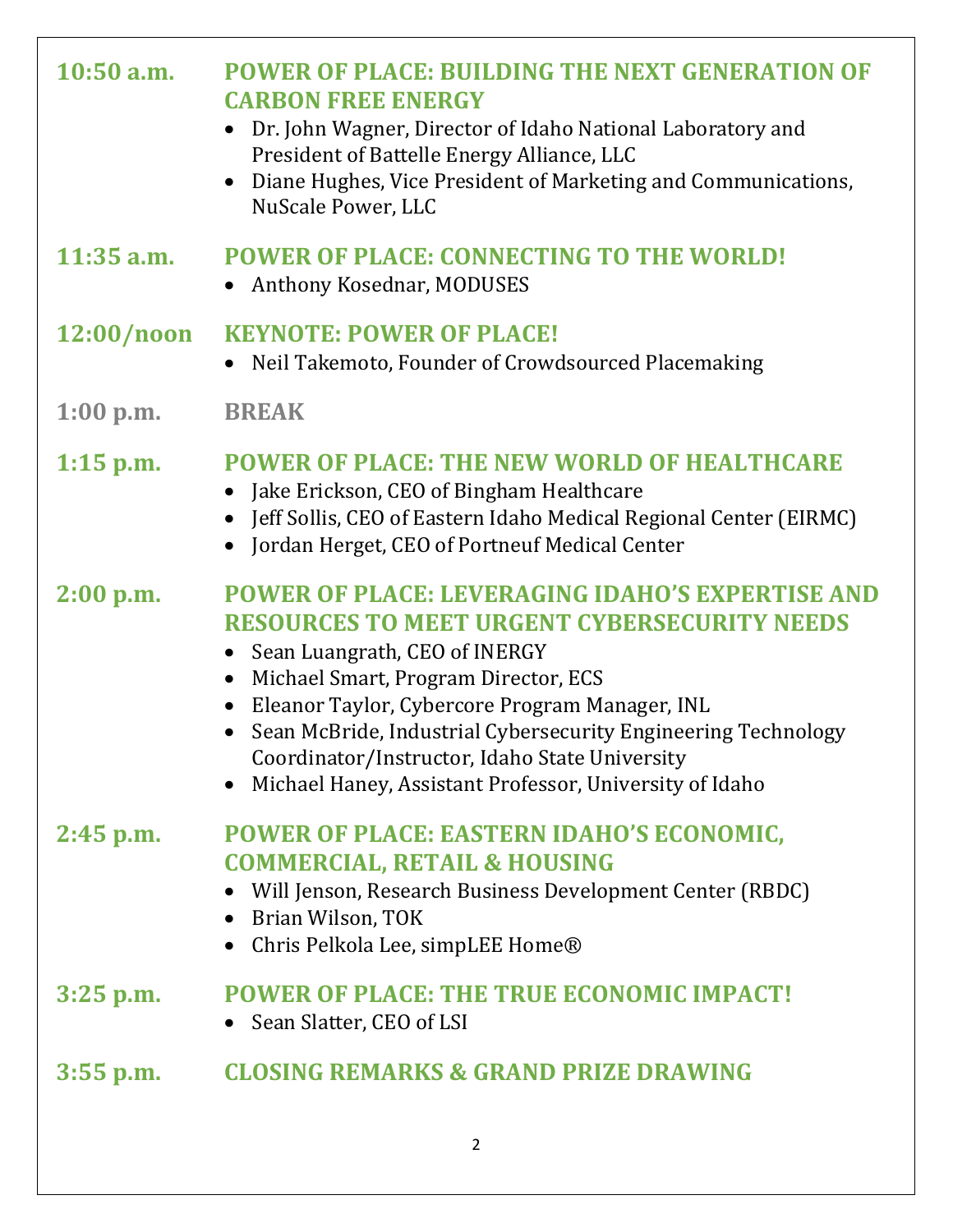**10:50 a.m.** **POWER OF PLACE: BUILDING THE NEXT GENERATION OF CARBON FREE ENERGY**

- Dr. John Wagner, Director of Idaho National Laboratory and President of Battelle Energy Alliance, LLC
- Diane Hughes, Vice President of Marketing and Communications, NuScale Power, LLC

**11:35 a.m.** **POWER OF PLACE: CONNECTING TO THE WORLD!**

- Anthony Kosednar, MODUSES

**12:00/noon** **KEYNOTE: POWER OF PLACE!**

- Neil Takemoto, Founder of Crowdsourced Placemaking

**1:00 p.m.** **BREAK**

**1:15 p.m.** **POWER OF PLACE: THE NEW WORLD OF HEALTHCARE**

- Jake Erickson, CEO of Bingham Healthcare
- Jeff Sollis, CEO of Eastern Idaho Medical Regional Center (EIRMC)
- Jordan Herget, CEO of Portneuf Medical Center

**2:00 p.m.** **POWER OF PLACE: LEVERAGING IDAHO'S EXPERTISE AND RESOURCES TO MEET URGENT CYBERSECURITY NEEDS**

- Sean Luangrath, CEO of INERGY
- Michael Smart, Program Director, ECS
- Eleanor Taylor, Cybercore Program Manager, INL
- Sean McBride, Industrial Cybersecurity Engineering Technology Coordinator/Instructor, Idaho State University
- Michael Haney, Assistant Professor, University of Idaho

**2:45 p.m.** **POWER OF PLACE: EASTERN IDAHO'S ECONOMIC, COMMERCIAL, RETAIL & HOUSING**

- Will Jenson, Research Business Development Center (RBDC)
- Brian Wilson, TOK
- Chris Pelkola Lee, simpLEE Home®

**3:25 p.m.** **POWER OF PLACE: THE TRUE ECONOMIC IMPACT!**

- Sean Slatter, CEO of LSI

**3:55 p.m.** **CLOSING REMARKS & GRAND PRIZE DRAWING**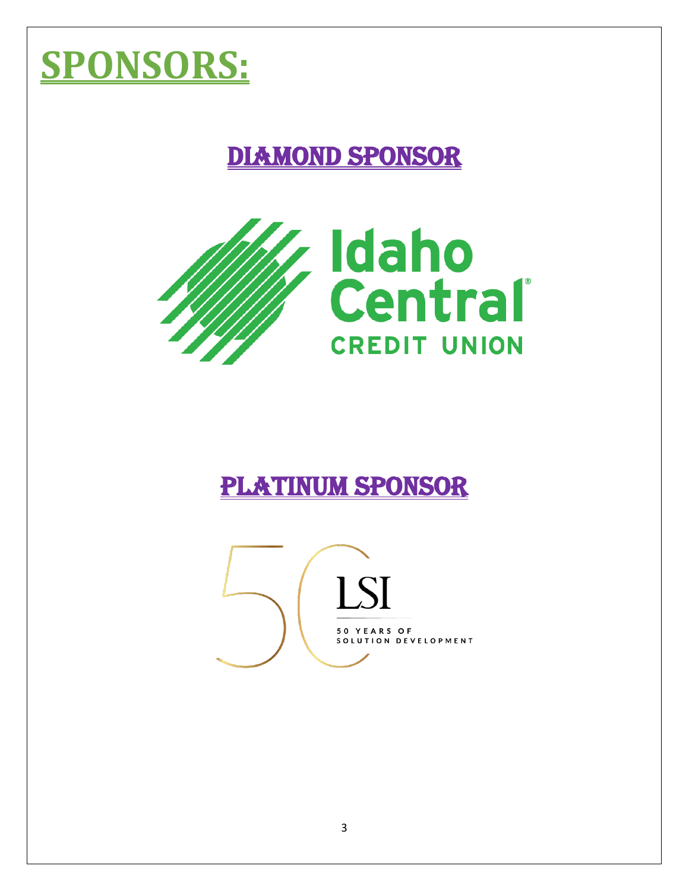# SPONSORS:

## DIAMOND SPONSOR

Idaho Central®
CREDIT UNION

## PLATINUM SPONSOR

50 LSI

50 YEARS OF SOLUTION DEVELOPMENT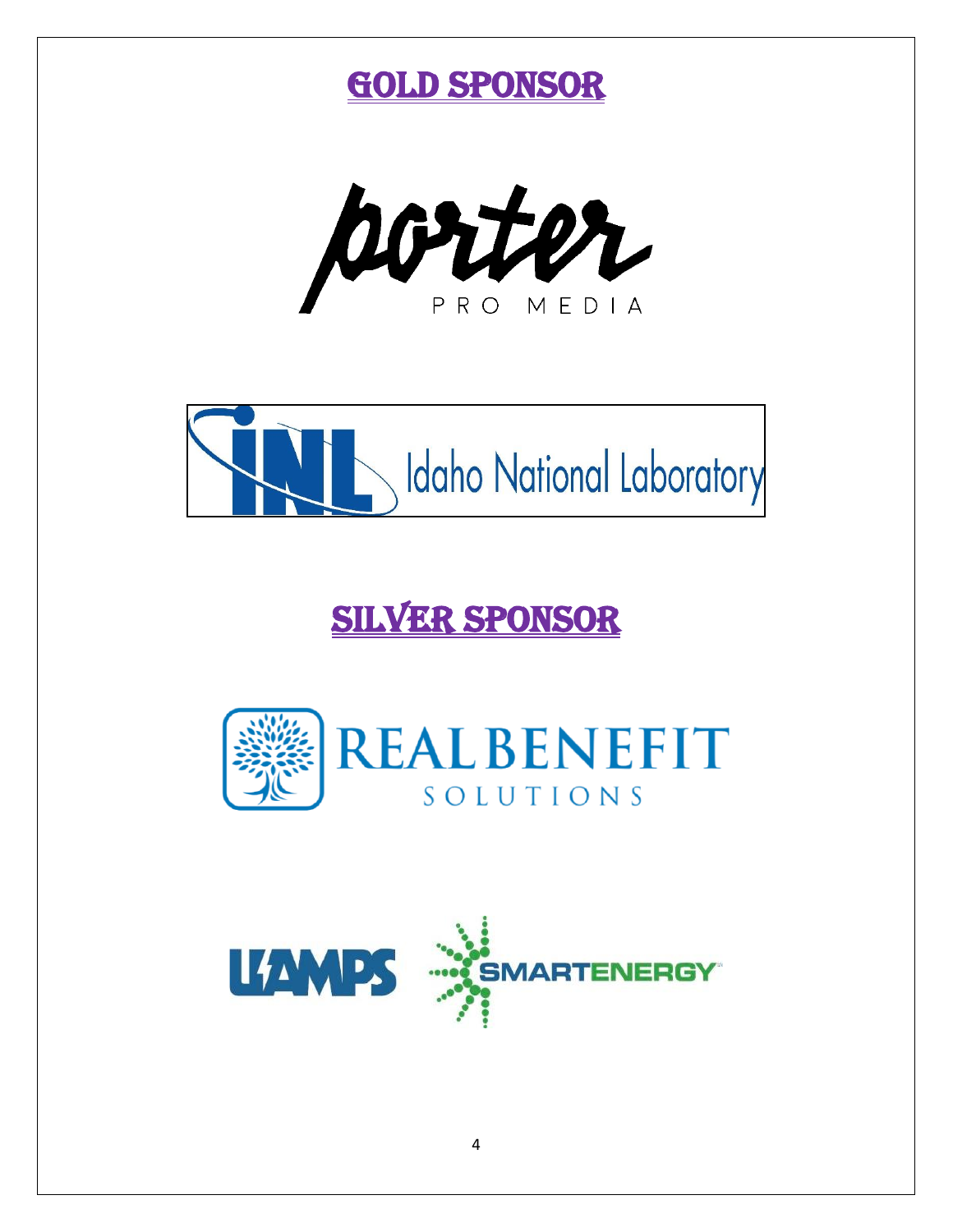# GOLD SPONSOR

porter

PRO MEDIA

INL Idaho National Laboratory

# SILVER SPONSOR

REAL BENEFIT SOLUTIONS

UAMPS SMARTENERGY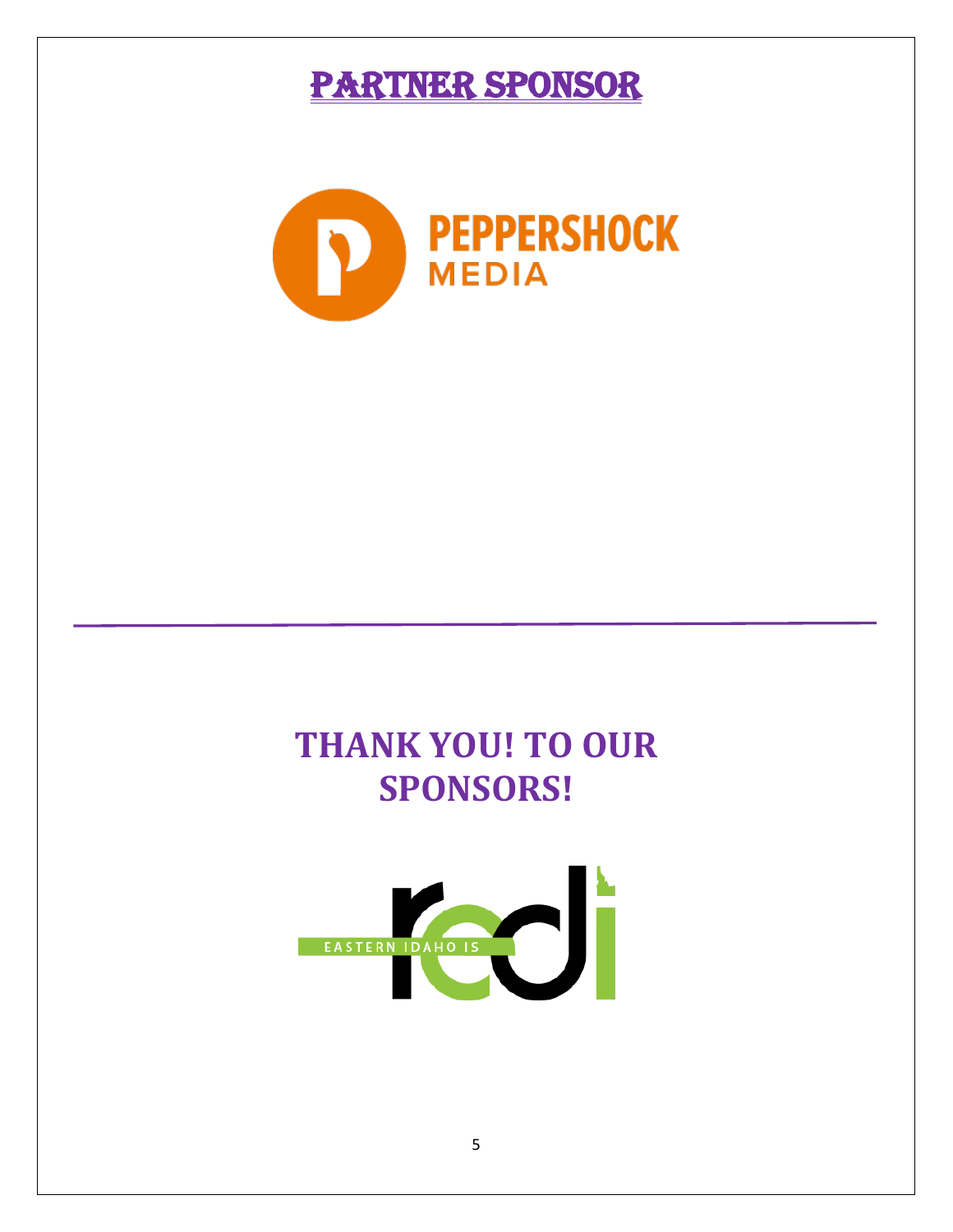# PARTNER SPONSOR

PEPPERSHOCK MEDIA

---

## THANK YOU! TO OUR SPONSORS!

EASTERN IDAHO IS redi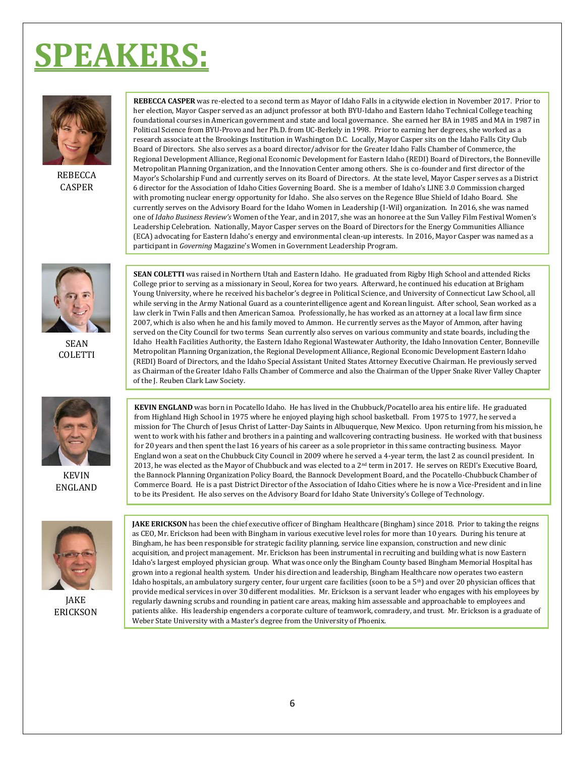# SPEAKERS:

REBECCA CASPER

**REBECCA CASPER** was re-elected to a second term as Mayor of Idaho Falls in a citywide election in November 2017. Prior to her election, Mayor Casper served as an adjunct professor at both BYU-Idaho and Eastern Idaho Technical College teaching foundational courses in American government and state and local governance. She earned her BA in 1985 and MA in 1987 in Political Science from BYU-Provo and her Ph.D. from UC-Berkely in 1998. Prior to earning her degrees, she worked as a research associate at the Brookings Institution in Washington D.C. Locally, Mayor Casper sits on the Idaho Falls City Club Board of Directors. She also serves as a board director/advisor for the Greater Idaho Falls Chamber of Commerce, the Regional Development Alliance, Regional Economic Development for Eastern Idaho (REDI) Board of Directors, the Bonneville Metropolitan Planning Organization, and the Innovation Center among others. She is co-founder and first director of the Mayor's Scholarship Fund and currently serves on its Board of Directors. At the state level, Mayor Casper serves as a District 6 director for the Association of Idaho Cities Governing Board. She is a member of Idaho's LINE 3.0 Commission charged with promoting nuclear energy opportunity for Idaho. She also serves on the Regence Blue Shield of Idaho Board. She currently serves on the Advisory Board for the Idaho Women in Leadership (I-Wil) organization. In 2016, she was named one of *Idaho Business Review's* Women of the Year, and in 2017, she was an honoree at the Sun Valley Film Festival Women's Leadership Celebration. Nationally, Mayor Casper serves on the Board of Directors for the Energy Communities Alliance (ECA) advocating for Eastern Idaho's energy and environmental clean-up interests. In 2016, Mayor Casper was named as a participant in *Governing* Magazine's Women in Government Leadership Program.

SEAN COLETTI

**SEAN COLETTI** was raised in Northern Utah and Eastern Idaho. He graduated from Rigby High School and attended Ricks College prior to serving as a missionary in Seoul, Korea for two years. Afterward, he continued his education at Brigham Young University, where he received his bachelor's degree in Political Science, and University of Connecticut Law School, all while serving in the Army National Guard as a counterintelligence agent and Korean linguist. After school, Sean worked as a law clerk in Twin Falls and then American Samoa. Professionally, he has worked as an attorney at a local law firm since 2007, which is also when he and his family moved to Ammon. He currently serves as the Mayor of Ammon, after having served on the City Council for two terms Sean currently also serves on various community and state boards, including the Idaho Health Facilities Authority, the Eastern Idaho Regional Wastewater Authority, the Idaho Innovation Center, Bonneville Metropolitan Planning Organization, the Regional Development Alliance, Regional Economic Development Eastern Idaho (REDI) Board of Directors, and the Idaho Special Assistant United States Attorney Executive Chairman. He previously served as Chairman of the Greater Idaho Falls Chamber of Commerce and also the Chairman of the Upper Snake River Valley Chapter of the J. Reuben Clark Law Society.

KEVIN ENGLAND

**KEVIN ENGLAND** was born in Pocatello Idaho. He has lived in the Chubbuck/Pocatello area his entire life. He graduated from Highland High School in 1975 where he enjoyed playing high school basketball. From 1975 to 1977, he served a mission for The Church of Jesus Christ of Latter-Day Saints in Albuquerque, New Mexico. Upon returning from his mission, he went to work with his father and brothers in a painting and wallcovering contracting business. He worked with that business for 20 years and then spent the last 16 years of his career as a sole proprietor in this same contracting business. Mayor England won a seat on the Chubbuck City Council in 2009 where he served a 4-year term, the last 2 as council president. In 2013, he was elected as the Mayor of Chubbuck and was elected to a 2nd term in 2017. He serves on REDI's Executive Board, the Bannock Planning Organization Policy Board, the Bannock Development Board, and the Pocatello-Chubbuck Chamber of Commerce Board. He is a past District Director of the Association of Idaho Cities where he is now a Vice-President and in line to be its President. He also serves on the Advisory Board for Idaho State University's College of Technology.

JAKE ERICKSON

**JAKE ERICKSON** has been the chief executive officer of Bingham Healthcare (Bingham) since 2018. Prior to taking the reigns as CEO, Mr. Erickson had been with Bingham in various executive level roles for more than 10 years. During his tenure at Bingham, he has been responsible for strategic facility planning, service line expansion, construction and new clinic acquisition, and project management. Mr. Erickson has been instrumental in recruiting and building what is now Eastern Idaho's largest employed physician group. What was once only the Bingham County based Bingham Memorial Hospital has grown into a regional health system. Under his direction and leadership, Bingham Healthcare now operates two eastern Idaho hospitals, an ambulatory surgery center, four urgent care facilities (soon to be a 5th) and over 20 physician offices that provide medical services in over 30 different modalities. Mr. Erickson is a servant leader who engages with his employees by regularly dawning scrubs and rounding in patient care areas, making him assessable and approachable to employees and patients alike. His leadership engenders a corporate culture of teamwork, comradery, and trust. Mr. Erickson is a graduate of Weber State University with a Master's degree from the University of Phoenix.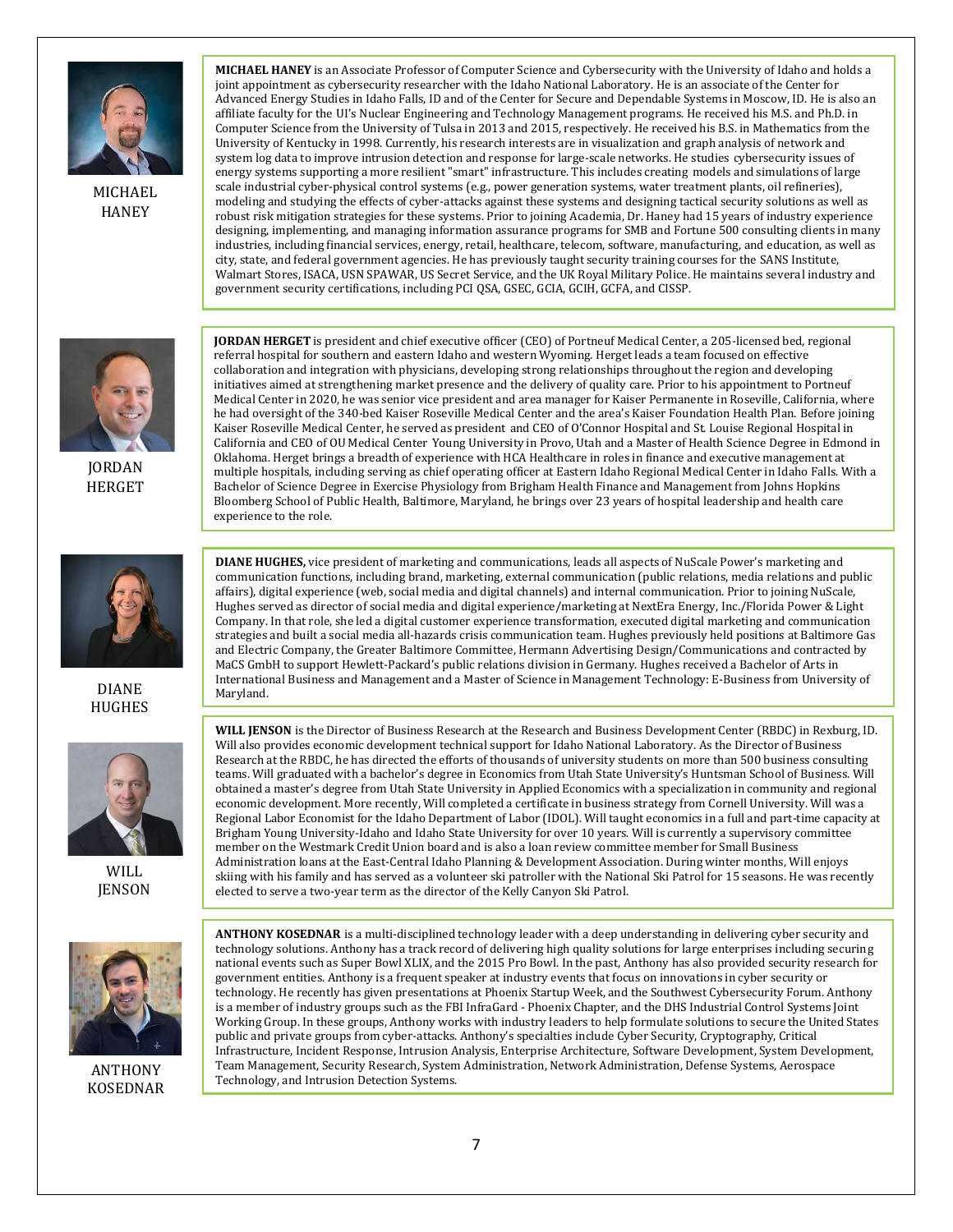MICHAEL HANEY

**MICHAEL HANEY** is an Associate Professor of Computer Science and Cybersecurity with the University of Idaho and holds a joint appointment as cybersecurity researcher with the Idaho National Laboratory. He is an associate of the Center for Advanced Energy Studies in Idaho Falls, ID and of the Center for Secure and Dependable Systems in Moscow, ID. He is also an affiliate faculty for the UI's Nuclear Engineering and Technology Management programs. He received his M.S. and Ph.D. in Computer Science from the University of Tulsa in 2013 and 2015, respectively. He received his B.S. in Mathematics from the University of Kentucky in 1998. Currently, his research interests are in visualization and graph analysis of network and system log data to improve intrusion detection and response for large-scale networks. He studies cybersecurity issues of energy systems supporting a more resilient "smart" infrastructure. This includes creating models and simulations of large scale industrial cyber-physical control systems (e.g., power generation systems, water treatment plants, oil refineries), modeling and studying the effects of cyber-attacks against these systems and designing tactical security solutions as well as robust risk mitigation strategies for these systems. Prior to joining Academia, Dr. Haney had 15 years of industry experience designing, implementing, and managing information assurance programs for SMB and Fortune 500 consulting clients in many industries, including financial services, energy, retail, healthcare, telecom, software, manufacturing, and education, as well as city, state, and federal government agencies. He has previously taught security training courses for the SANS Institute, Walmart Stores, ISACA, USN SPAWAR, US Secret Service, and the UK Royal Military Police. He maintains several industry and government security certifications, including PCI QSA, GSEC, GCIA, GCIH, GCFA, and CISSP.

JORDAN HERGET

**JORDAN HERGET** is president and chief executive officer (CEO) of Portneuf Medical Center, a 205-licensed bed, regional referral hospital for southern and eastern Idaho and western Wyoming. Herget leads a team focused on effective collaboration and integration with physicians, developing strong relationships throughout the region and developing initiatives aimed at strengthening market presence and the delivery of quality care. Prior to his appointment to Portneuf Medical Center in 2020, he was senior vice president and area manager for Kaiser Permanente in Roseville, California, where he had oversight of the 340-bed Kaiser Roseville Medical Center and the area's Kaiser Foundation Health Plan. Before joining Kaiser Roseville Medical Center, he served as president and CEO of O'Connor Hospital and St. Louise Regional Hospital in California and CEO of OU Medical Center Young University in Provo, Utah and a Master of Health Science Degree in Edmond in Oklahoma. Herget brings a breadth of experience with HCA Healthcare in roles in finance and executive management at multiple hospitals, including serving as chief operating officer at Eastern Idaho Regional Medical Center in Idaho Falls. With a Bachelor of Science Degree in Exercise Physiology from Brigham Health Finance and Management from Johns Hopkins Bloomberg School of Public Health, Baltimore, Maryland, he brings over 23 years of hospital leadership and health care experience to the role.

DIANE HUGHES

**DIANE HUGHES,** vice president of marketing and communications, leads all aspects of NuScale Power's marketing and communication functions, including brand, marketing, external communication (public relations, media relations and public affairs), digital experience (web, social media and digital channels) and internal communication. Prior to joining NuScale, Hughes served as director of social media and digital experience/marketing at NextEra Energy, Inc./Florida Power & Light Company. In that role, she led a digital customer experience transformation, executed digital marketing and communication strategies and built a social media all-hazards crisis communication team. Hughes previously held positions at Baltimore Gas and Electric Company, the Greater Baltimore Committee, Hermann Advertising Design/Communications and contracted by MaCS GmbH to support Hewlett-Packard's public relations division in Germany. Hughes received a Bachelor of Arts in International Business and Management and a Master of Science in Management Technology: E-Business from University of Maryland.

WILL JENSON

**WILL JENSON** is the Director of Business Research at the Research and Business Development Center (RBDC) in Rexburg, ID. Will also provides economic development technical support for Idaho National Laboratory. As the Director of Business Research at the RBDC, he has directed the efforts of thousands of university students on more than 500 business consulting teams. Will graduated with a bachelor's degree in Economics from Utah State University's Huntsman School of Business. Will obtained a master's degree from Utah State University in Applied Economics with a specialization in community and regional economic development. More recently, Will completed a certificate in business strategy from Cornell University. Will was a Regional Labor Economist for the Idaho Department of Labor (IDOL). Will taught economics in a full and part-time capacity at Brigham Young University-Idaho and Idaho State University for over 10 years. Will is currently a supervisory committee member on the Westmark Credit Union board and is also a loan review committee member for Small Business Administration loans at the East-Central Idaho Planning & Development Association. During winter months, Will enjoys skiing with his family and has served as a volunteer ski patroller with the National Ski Patrol for 15 seasons. He was recently elected to serve a two-year term as the director of the Kelly Canyon Ski Patrol.

ANTHONY KOSEDNAR

**ANTHONY KOSEDNAR** is a multi-disciplined technology leader with a deep understanding in delivering cyber security and technology solutions. Anthony has a track record of delivering high quality solutions for large enterprises including securing national events such as Super Bowl XLIX, and the 2015 Pro Bowl. In the past, Anthony has also provided security research for government entities. Anthony is a frequent speaker at industry events that focus on innovations in cyber security or technology. He recently has given presentations at Phoenix Startup Week, and the Southwest Cybersecurity Forum. Anthony is a member of industry groups such as the FBI InfraGard - Phoenix Chapter, and the DHS Industrial Control Systems Joint Working Group. In these groups, Anthony works with industry leaders to help formulate solutions to secure the United States public and private groups from cyber-attacks. Anthony's specialties include Cyber Security, Cryptography, Critical Infrastructure, Incident Response, Intrusion Analysis, Enterprise Architecture, Software Development, System Development, Team Management, Security Research, System Administration, Network Administration, Defense Systems, Aerospace Technology, and Intrusion Detection Systems.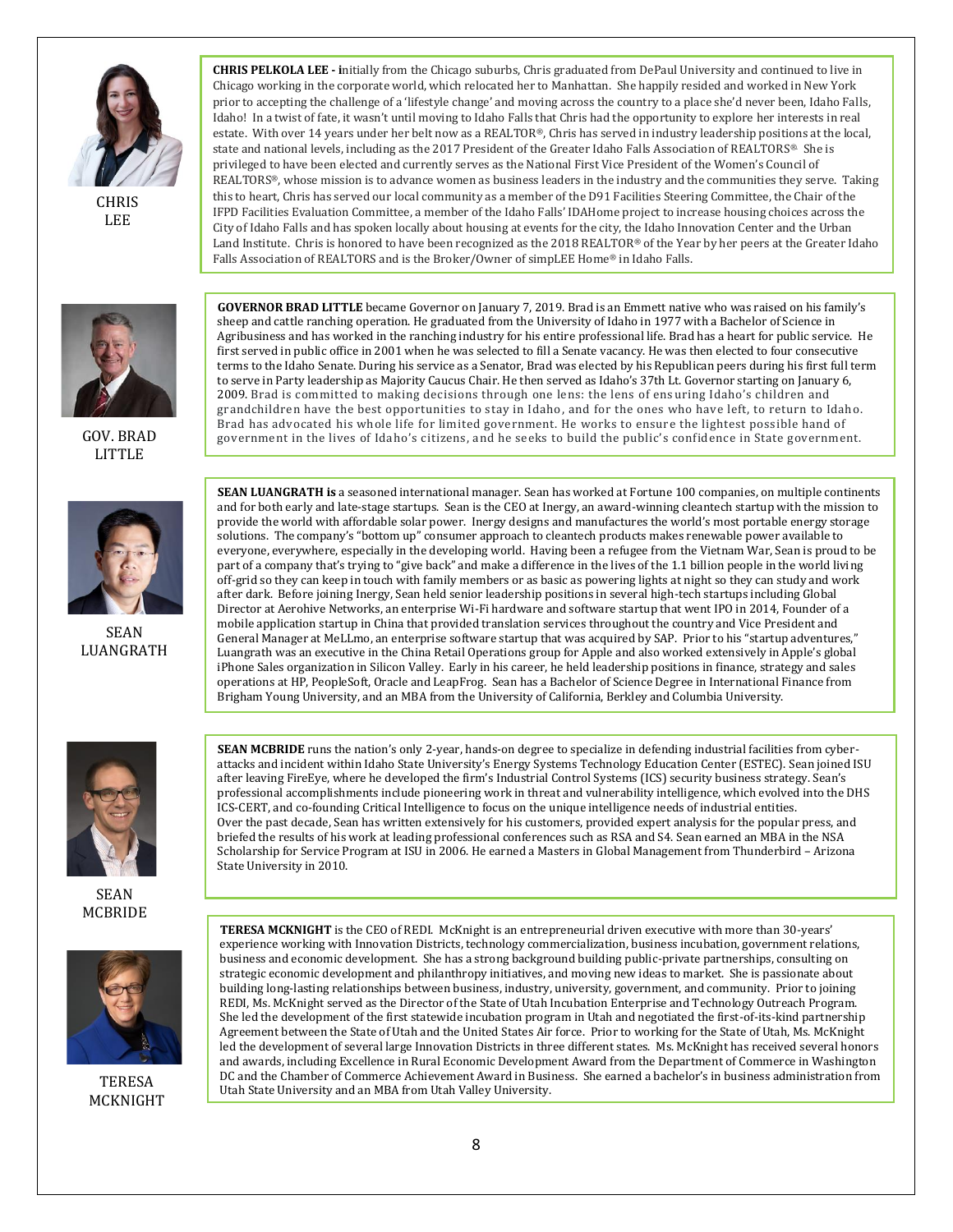CHRIS LEE

**CHRIS PELKOLA LEE - i**nitially from the Chicago suburbs, Chris graduated from DePaul University and continued to live in Chicago working in the corporate world, which relocated her to Manhattan. She happily resided and worked in New York prior to accepting the challenge of a 'lifestyle change' and moving across the country to a place she'd never been, Idaho Falls, Idaho! In a twist of fate, it wasn't until moving to Idaho Falls that Chris had the opportunity to explore her interests in real estate. With over 14 years under her belt now as a REALTOR®, Chris has served in industry leadership positions at the local, state and national levels, including as the 2017 President of the Greater Idaho Falls Association of REALTORS®. She is privileged to have been elected and currently serves as the National First Vice President of the Women's Council of REALTORS®, whose mission is to advance women as business leaders in the industry and the communities they serve. Taking this to heart, Chris has served our local community as a member of the D91 Facilities Steering Committee, the Chair of the IFPD Facilities Evaluation Committee, a member of the Idaho Falls' IDAHome project to increase housing choices across the City of Idaho Falls and has spoken locally about housing at events for the city, the Idaho Innovation Center and the Urban Land Institute. Chris is honored to have been recognized as the 2018 REALTOR® of the Year by her peers at the Greater Idaho Falls Association of REALTORS and is the Broker/Owner of simpLEE Home® in Idaho Falls.

GOV. BRAD LITTLE

**GOVERNOR BRAD LITTLE** became Governor on January 7, 2019. Brad is an Emmett native who was raised on his family's sheep and cattle ranching operation. He graduated from the University of Idaho in 1977 with a Bachelor of Science in Agribusiness and has worked in the ranching industry for his entire professional life. Brad has a heart for public service. He first served in public office in 2001 when he was selected to fill a Senate vacancy. He was then elected to four consecutive terms to the Idaho Senate. During his service as a Senator, Brad was elected by his Republican peers during his first full term to serve in Party leadership as Majority Caucus Chair. He then served as Idaho's 37th Lt. Governor starting on January 6, 2009. Brad is committed to making decisions through one lens: the lens of ensuring Idaho's children and grandchildren have the best opportunities to stay in Idaho, and for the ones who have left, to return to Idaho. Brad has advocated his whole life for limited government. He works to ensure the lightest possible hand of government in the lives of Idaho's citizens, and he seeks to build the public's confidence in State government.

SEAN LUANGRATH

**SEAN LUANGRATH is** a seasoned international manager. Sean has worked at Fortune 100 companies, on multiple continents and for both early and late-stage startups. Sean is the CEO at Inergy, an award-winning cleantech startup with the mission to provide the world with affordable solar power. Inergy designs and manufactures the world's most portable energy storage solutions. The company's "bottom up" consumer approach to cleantech products makes renewable power available to everyone, everywhere, especially in the developing world. Having been a refugee from the Vietnam War, Sean is proud to be part of a company that's trying to "give back" and make a difference in the lives of the 1.1 billion people in the world living off-grid so they can keep in touch with family members or as basic as powering lights at night so they can study and work after dark. Before joining Inergy, Sean held senior leadership positions in several high-tech startups including Global Director at Aerohive Networks, an enterprise Wi-Fi hardware and software startup that went IPO in 2014, Founder of a mobile application startup in China that provided translation services throughout the country and Vice President and General Manager at MeLLmo, an enterprise software startup that was acquired by SAP. Prior to his "startup adventures," Luangrath was an executive in the China Retail Operations group for Apple and also worked extensively in Apple's global iPhone Sales organization in Silicon Valley. Early in his career, he held leadership positions in finance, strategy and sales operations at HP, PeopleSoft, Oracle and LeapFrog. Sean has a Bachelor of Science Degree in International Finance from Brigham Young University, and an MBA from the University of California, Berkley and Columbia University.

SEAN MCBRIDE

**SEAN MCBRIDE** runs the nation's only 2-year, hands-on degree to specialize in defending industrial facilities from cyber-attacks and incident within Idaho State University's Energy Systems Technology Education Center (ESTEC). Sean joined ISU after leaving FireEye, where he developed the firm's Industrial Control Systems (ICS) security business strategy. Sean's professional accomplishments include pioneering work in threat and vulnerability intelligence, which evolved into the DHS ICS-CERT, and co-founding Critical Intelligence to focus on the unique intelligence needs of industrial entities.
Over the past decade, Sean has written extensively for his customers, provided expert analysis for the popular press, and briefed the results of his work at leading professional conferences such as RSA and S4. Sean earned an MBA in the NSA Scholarship for Service Program at ISU in 2006. He earned a Masters in Global Management from Thunderbird – Arizona State University in 2010.

TERESA MCKNIGHT

**TERESA MCKNIGHT** is the CEO of REDI. McKnight is an entrepreneurial driven executive with more than 30-years' experience working with Innovation Districts, technology commercialization, business incubation, government relations, business and economic development. She has a strong background building public-private partnerships, consulting on strategic economic development and philanthropy initiatives, and moving new ideas to market. She is passionate about building long-lasting relationships between business, industry, university, government, and community. Prior to joining REDI, Ms. McKnight served as the Director of the State of Utah Incubation Enterprise and Technology Outreach Program. She led the development of the first statewide incubation program in Utah and negotiated the first-of-its-kind partnership Agreement between the State of Utah and the United States Air force. Prior to working for the State of Utah, Ms. McKnight led the development of several large Innovation Districts in three different states. Ms. McKnight has received several honors and awards, including Excellence in Rural Economic Development Award from the Department of Commerce in Washington DC and the Chamber of Commerce Achievement Award in Business. She earned a bachelor's in business administration from Utah State University and an MBA from Utah Valley University.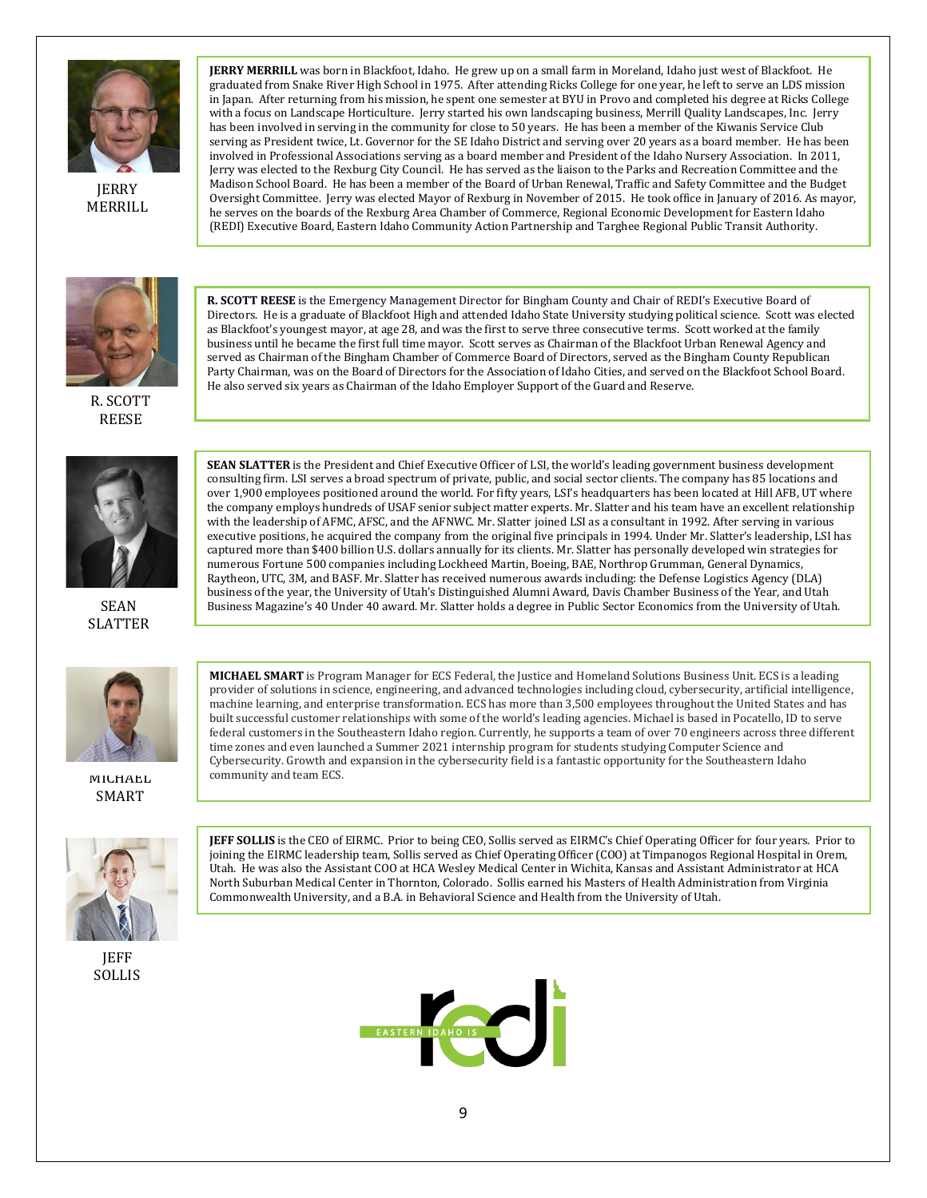JERRY MERRILL

**JERRY MERRILL** was born in Blackfoot, Idaho. He grew up on a small farm in Moreland, Idaho just west of Blackfoot. He graduated from Snake River High School in 1975. After attending Ricks College for one year, he left to serve an LDS mission in Japan. After returning from his mission, he spent one semester at BYU in Provo and completed his degree at Ricks College with a focus on Landscape Horticulture. Jerry started his own landscaping business, Merrill Quality Landscapes, Inc. Jerry has been involved in serving in the community for close to 50 years. He has been a member of the Kiwanis Service Club serving as President twice, Lt. Governor for the SE Idaho District and serving over 20 years as a board member. He has been involved in Professional Associations serving as a board member and President of the Idaho Nursery Association. In 2011, Jerry was elected to the Rexburg City Council. He has served as the liaison to the Parks and Recreation Committee and the Madison School Board. He has been a member of the Board of Urban Renewal, Traffic and Safety Committee and the Budget Oversight Committee. Jerry was elected Mayor of Rexburg in November of 2015. He took office in January of 2016. As mayor, he serves on the boards of the Rexburg Area Chamber of Commerce, Regional Economic Development for Eastern Idaho (REDI) Executive Board, Eastern Idaho Community Action Partnership and Targhee Regional Public Transit Authority.

R. SCOTT REESE

**R. SCOTT REESE** is the Emergency Management Director for Bingham County and Chair of REDI's Executive Board of Directors. He is a graduate of Blackfoot High and attended Idaho State University studying political science. Scott was elected as Blackfoot's youngest mayor, at age 28, and was the first to serve three consecutive terms. Scott worked at the family business until he became the first full time mayor. Scott serves as Chairman of the Blackfoot Urban Renewal Agency and served as Chairman of the Bingham Chamber of Commerce Board of Directors, served as the Bingham County Republican Party Chairman, was on the Board of Directors for the Association of Idaho Cities, and served on the Blackfoot School Board. He also served six years as Chairman of the Idaho Employer Support of the Guard and Reserve.

SEAN SLATTER

**SEAN SLATTER** is the President and Chief Executive Officer of LSI, the world's leading government business development consulting firm. LSI serves a broad spectrum of private, public, and social sector clients. The company has 85 locations and over 1,900 employees positioned around the world. For fifty years, LSI's headquarters has been located at Hill AFB, UT where the company employs hundreds of USAF senior subject matter experts. Mr. Slatter and his team have an excellent relationship with the leadership of AFMC, AFSC, and the AFNWC. Mr. Slatter joined LSI as a consultant in 1992. After serving in various executive positions, he acquired the company from the original five principals in 1994. Under Mr. Slatter's leadership, LSI has captured more than $400 billion U.S. dollars annually for its clients. Mr. Slatter has personally developed win strategies for numerous Fortune 500 companies including Lockheed Martin, Boeing, BAE, Northrop Grumman, General Dynamics, Raytheon, UTC, 3M, and BASF. Mr. Slatter has received numerous awards including: the Defense Logistics Agency (DLA) business of the year, the University of Utah's Distinguished Alumni Award, Davis Chamber Business of the Year, and Utah Business Magazine's 40 Under 40 award. Mr. Slatter holds a degree in Public Sector Economics from the University of Utah.

MICHAEL SMART

**MICHAEL SMART** is Program Manager for ECS Federal, the Justice and Homeland Solutions Business Unit. ECS is a leading provider of solutions in science, engineering, and advanced technologies including cloud, cybersecurity, artificial intelligence, machine learning, and enterprise transformation. ECS has more than 3,500 employees throughout the United States and has built successful customer relationships with some of the world's leading agencies. Michael is based in Pocatello, ID to serve federal customers in the Southeastern Idaho region. Currently, he supports a team of over 70 engineers across three different time zones and even launched a Summer 2021 internship program for students studying Computer Science and Cybersecurity. Growth and expansion in the cybersecurity field is a fantastic opportunity for the Southeastern Idaho community and team ECS.

JEFF SOLLIS

**JEFF SOLLIS** is the CEO of EIRMC. Prior to being CEO, Sollis served as EIRMC's Chief Operating Officer for four years. Prior to joining the EIRMC leadership team, Sollis served as Chief Operating Officer (COO) at Timpanogos Regional Hospital in Orem, Utah. He was also the Assistant COO at HCA Wesley Medical Center in Wichita, Kansas and Assistant Administrator at HCA North Suburban Medical Center in Thornton, Colorado. Sollis earned his Masters of Health Administration from Virginia Commonwealth University, and a B.A. in Behavioral Science and Health from the University of Utah.

EASTERN IDAHO IS redi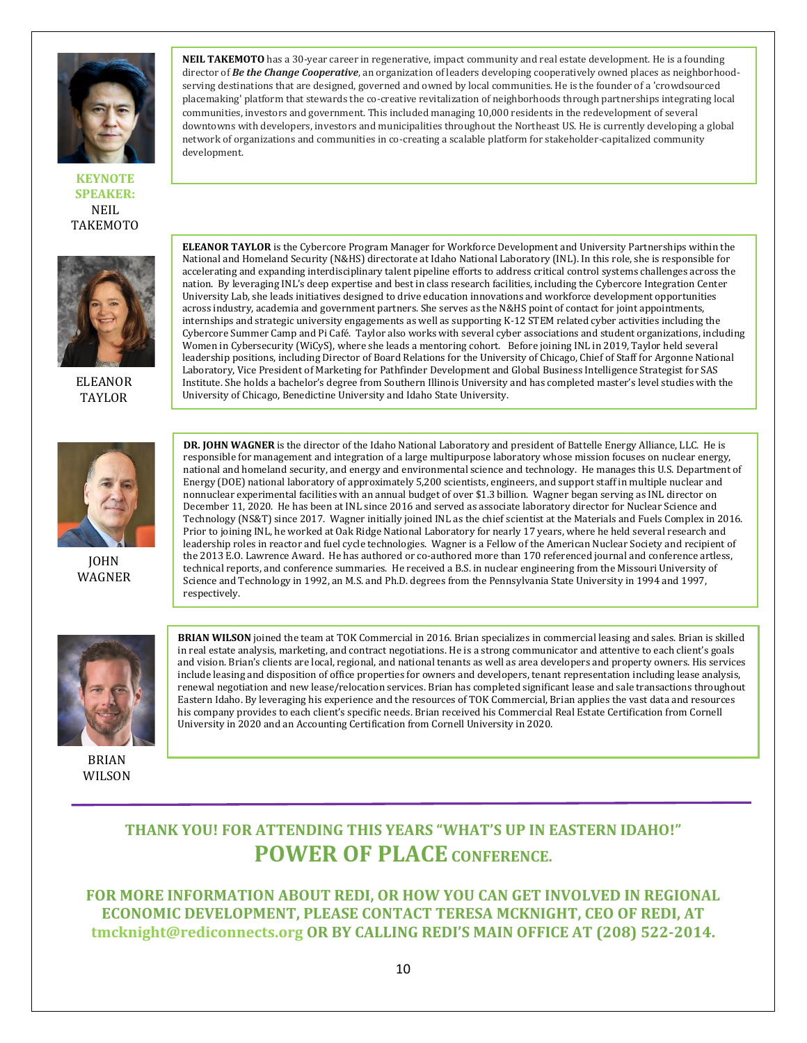**KEYNOTE SPEAKER:** NEIL TAKEMOTO

**NEIL TAKEMOTO** has a 30-year career in regenerative, impact community and real estate development. He is a founding director of ***Be the Change Cooperative***, an organization of leaders developing cooperatively owned places as neighborhood-serving destinations that are designed, governed and owned by local communities. He is the founder of a 'crowdsourced placemaking' platform that stewards the co-creative revitalization of neighborhoods through partnerships integrating local communities, investors and government. This included managing 10,000 residents in the redevelopment of several downtowns with developers, investors and municipalities throughout the Northeast US. He is currently developing a global network of organizations and communities in co-creating a scalable platform for stakeholder-capitalized community development.

ELEANOR TAYLOR

**ELEANOR TAYLOR** is the Cybercore Program Manager for Workforce Development and University Partnerships within the National and Homeland Security (N&HS) directorate at Idaho National Laboratory (INL). In this role, she is responsible for accelerating and expanding interdisciplinary talent pipeline efforts to address critical control systems challenges across the nation. By leveraging INL's deep expertise and best in class research facilities, including the Cybercore Integration Center University Lab, she leads initiatives designed to drive education innovations and workforce development opportunities across industry, academia and government partners. She serves as the N&HS point of contact for joint appointments, internships and strategic university engagements as well as supporting K-12 STEM related cyber activities including the Cybercore Summer Camp and Pi Café. Taylor also works with several cyber associations and student organizations, including Women in Cybersecurity (WiCyS), where she leads a mentoring cohort. Before joining INL in 2019, Taylor held several leadership positions, including Director of Board Relations for the University of Chicago, Chief of Staff for Argonne National Laboratory, Vice President of Marketing for Pathfinder Development and Global Business Intelligence Strategist for SAS Institute. She holds a bachelor's degree from Southern Illinois University and has completed master's level studies with the University of Chicago, Benedictine University and Idaho State University.

JOHN WAGNER

**DR. JOHN WAGNER** is the director of the Idaho National Laboratory and president of Battelle Energy Alliance, LLC. He is responsible for management and integration of a large multipurpose laboratory whose mission focuses on nuclear energy, national and homeland security, and energy and environmental science and technology. He manages this U.S. Department of Energy (DOE) national laboratory of approximately 5,200 scientists, engineers, and support staff in multiple nuclear and nonnuclear experimental facilities with an annual budget of over $1.3 billion. Wagner began serving as INL director on December 11, 2020. He has been at INL since 2016 and served as associate laboratory director for Nuclear Science and Technology (NS&T) since 2017. Wagner initially joined INL as the chief scientist at the Materials and Fuels Complex in 2016. Prior to joining INL, he worked at Oak Ridge National Laboratory for nearly 17 years, where he held several research and leadership roles in reactor and fuel cycle technologies. Wagner is a Fellow of the American Nuclear Society and recipient of the 2013 E.O. Lawrence Award. He has authored or co-authored more than 170 referenced journal and conference artless, technical reports, and conference summaries. He received a B.S. in nuclear engineering from the Missouri University of Science and Technology in 1992, an M.S. and Ph.D. degrees from the Pennsylvania State University in 1994 and 1997, respectively.

BRIAN WILSON

**BRIAN WILSON** joined the team at TOK Commercial in 2016. Brian specializes in commercial leasing and sales. Brian is skilled in real estate analysis, marketing, and contract negotiations. He is a strong communicator and attentive to each client's goals and vision. Brian's clients are local, regional, and national tenants as well as area developers and property owners. His services include leasing and disposition of office properties for owners and developers, tenant representation including lease analysis, renewal negotiation and new lease/relocation services. Brian has completed significant lease and sale transactions throughout Eastern Idaho. By leveraging his experience and the resources of TOK Commercial, Brian applies the vast data and resources his company provides to each client's specific needs. Brian received his Commercial Real Estate Certification from Cornell University in 2020 and an Accounting Certification from Cornell University in 2020.

---

## THANK YOU! FOR ATTENDING THIS YEARS "WHAT'S UP IN EASTERN IDAHO!" POWER OF PLACE CONFERENCE.

**FOR MORE INFORMATION ABOUT REDI, OR HOW YOU CAN GET INVOLVED IN REGIONAL ECONOMIC DEVELOPMENT, PLEASE CONTACT TERESA MCKNIGHT, CEO OF REDI, AT tmcknight@rediconnects.org OR BY CALLING REDI'S MAIN OFFICE AT (208) 522-2014.**